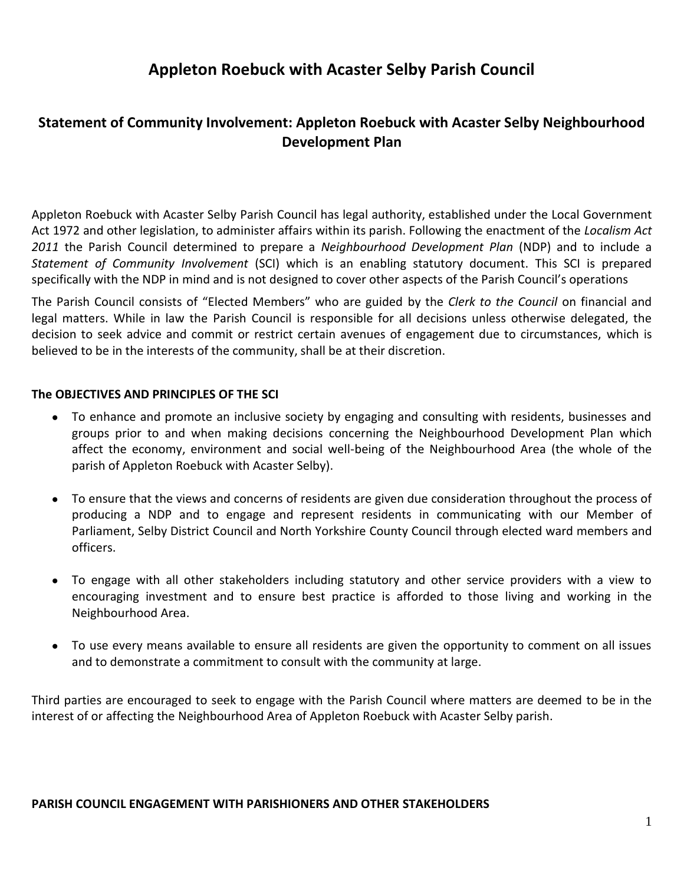# Appleton Roebuck with Acaster Selby Parish Council

## Statement of Community Involvement: Appleton Roebuck with Acaster Selby Neighbourhood Development Plan

Appleton Roebuck with Acaster Selby Parish Council has legal authority, established under the Local Government Act 1972 and other legislation, to administer affairs within its parish. Following the enactment of the *Localism Act 2011* the Parish Council determined to prepare a *Neighbourhood Development Plan* (NDP) and to include a *Statement of Community Involvement* (SCI) which is an enabling statutory document. This SCI is prepared specifically with the NDP in mind and is not designed to cover other aspects of the Parish Council's operations

The Parish Council consists of "Elected Members" who are guided by the *Clerk to the Council* on financial and legal matters. While in law the Parish Council is responsible for all decisions unless otherwise delegated, the decision to seek advice and commit or restrict certain avenues of engagement due to circumstances, which is believed to be in the interests of the community, shall be at their discretion.

### The OBJECTIVES AND PRINCIPLES OF THE SCI

- To enhance and promote an inclusive society by engaging and consulting with residents, businesses and groups prior to and when making decisions concerning the Neighbourhood Development Plan which affect the economy, environment and social well-being of the Neighbourhood Area (the whole of the parish of Appleton Roebuck with Acaster Selby).

- To ensure that the views and concerns of residents are given due consideration throughout the process of producing a NDP and to engage and represent residents in communicating with our Member of Parliament, Selby District Council and North Yorkshire County Council through elected ward members and officers.

- To engage with all other stakeholders including statutory and other service providers with a view to encouraging investment and to ensure best practice is afforded to those living and working in the Neighbourhood Area.

- To use every means available to ensure all residents are given the opportunity to comment on all issues and to demonstrate a commitment to consult with the community at large.

Third parties are encouraged to seek to engage with the Parish Council where matters are deemed to be in the interest of or affecting the Neighbourhood Area of Appleton Roebuck with Acaster Selby parish.

### PARISH COUNCIL ENGAGEMENT WITH PARISHIONERS AND OTHER STAKEHOLDERS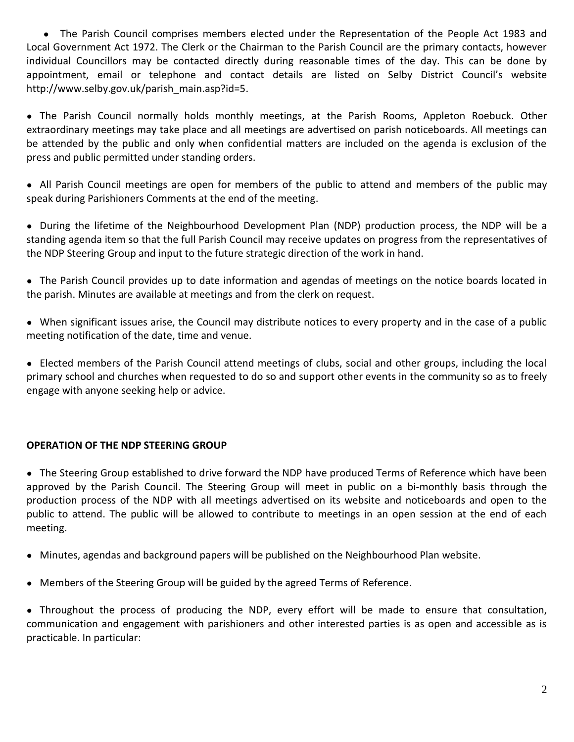- The Parish Council comprises members elected under the Representation of the People Act 1983 and Local Government Act 1972. The Clerk or the Chairman to the Parish Council are the primary contacts, however individual Councillors may be contacted directly during reasonable times of the day. This can be done by appointment, email or telephone and contact details are listed on Selby District Council's website http://www.selby.gov.uk/parish_main.asp?id=5.

- The Parish Council normally holds monthly meetings, at the Parish Rooms, Appleton Roebuck. Other extraordinary meetings may take place and all meetings are advertised on parish noticeboards. All meetings can be attended by the public and only when confidential matters are included on the agenda is exclusion of the press and public permitted under standing orders.

- All Parish Council meetings are open for members of the public to attend and members of the public may speak during Parishioners Comments at the end of the meeting.

- During the lifetime of the Neighbourhood Development Plan (NDP) production process, the NDP will be a standing agenda item so that the full Parish Council may receive updates on progress from the representatives of the NDP Steering Group and input to the future strategic direction of the work in hand.

- The Parish Council provides up to date information and agendas of meetings on the notice boards located in the parish. Minutes are available at meetings and from the clerk on request.

- When significant issues arise, the Council may distribute notices to every property and in the case of a public meeting notification of the date, time and venue.

- Elected members of the Parish Council attend meetings of clubs, social and other groups, including the local primary school and churches when requested to do so and support other events in the community so as to freely engage with anyone seeking help or advice.

**OPERATION OF THE NDP STEERING GROUP**

- The Steering Group established to drive forward the NDP have produced Terms of Reference which have been approved by the Parish Council. The Steering Group will meet in public on a bi-monthly basis through the production process of the NDP with all meetings advertised on its website and noticeboards and open to the public to attend. The public will be allowed to contribute to meetings in an open session at the end of each meeting.

- Minutes, agendas and background papers will be published on the Neighbourhood Plan website.

- Members of the Steering Group will be guided by the agreed Terms of Reference.

- Throughout the process of producing the NDP, every effort will be made to ensure that consultation, communication and engagement with parishioners and other interested parties is as open and accessible as is practicable. In particular: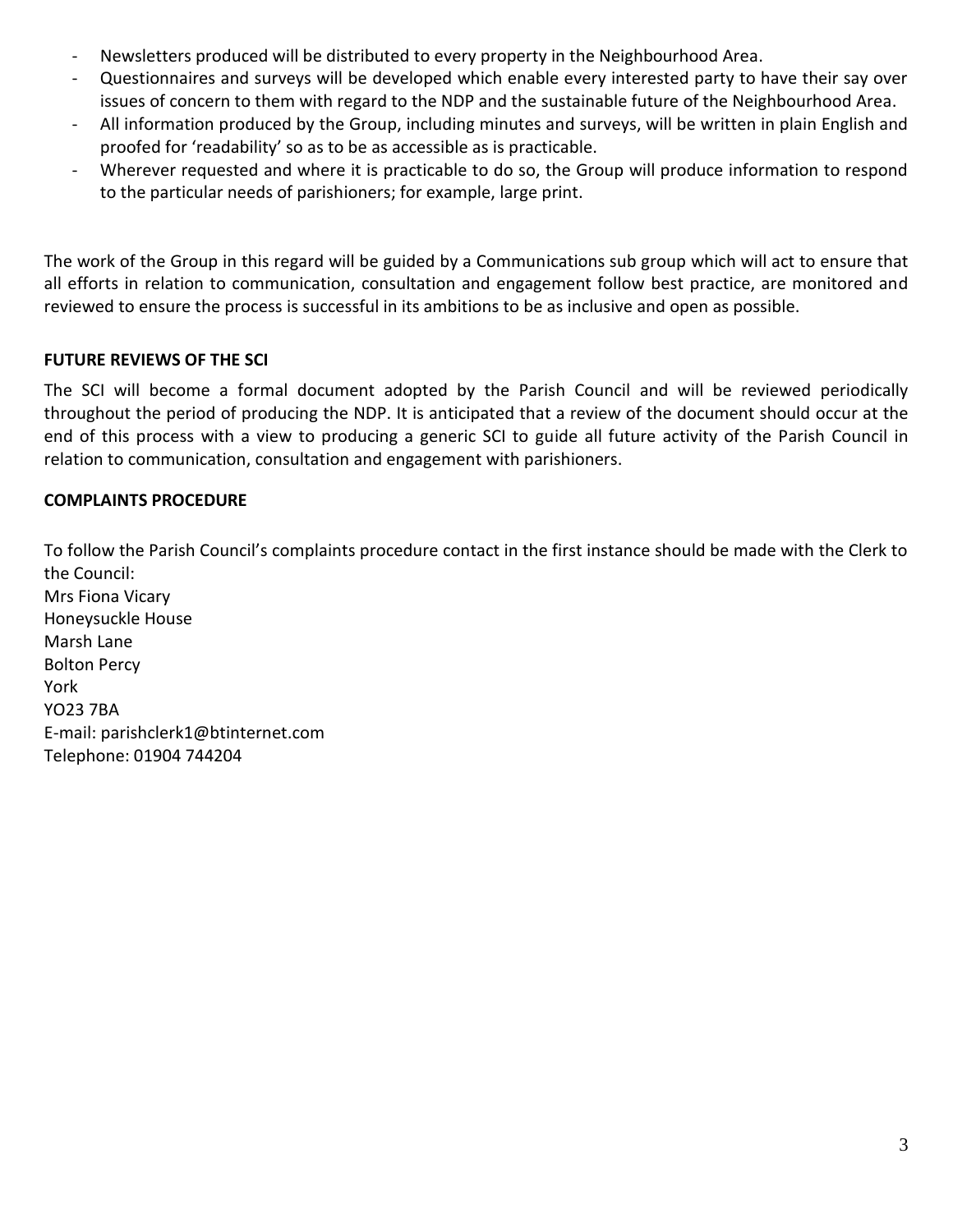- Newsletters produced will be distributed to every property in the Neighbourhood Area.
- Questionnaires and surveys will be developed which enable every interested party to have their say over issues of concern to them with regard to the NDP and the sustainable future of the Neighbourhood Area.
- All information produced by the Group, including minutes and surveys, will be written in plain English and proofed for 'readability' so as to be as accessible as is practicable.
- Wherever requested and where it is practicable to do so, the Group will produce information to respond to the particular needs of parishioners; for example, large print.

The work of the Group in this regard will be guided by a Communications sub group which will act to ensure that all efforts in relation to communication, consultation and engagement follow best practice, are monitored and reviewed to ensure the process is successful in its ambitions to be as inclusive and open as possible.

**FUTURE REVIEWS OF THE SCI**

The SCI will become a formal document adopted by the Parish Council and will be reviewed periodically throughout the period of producing the NDP. It is anticipated that a review of the document should occur at the end of this process with a view to producing a generic SCI to guide all future activity of the Parish Council in relation to communication, consultation and engagement with parishioners.

**COMPLAINTS PROCEDURE**

To follow the Parish Council's complaints procedure contact in the first instance should be made with the Clerk to the Council:
Mrs Fiona Vicary
Honeysuckle House
Marsh Lane
Bolton Percy
York
YO23 7BA
E-mail: parishclerk1@btinternet.com
Telephone: 01904 744204